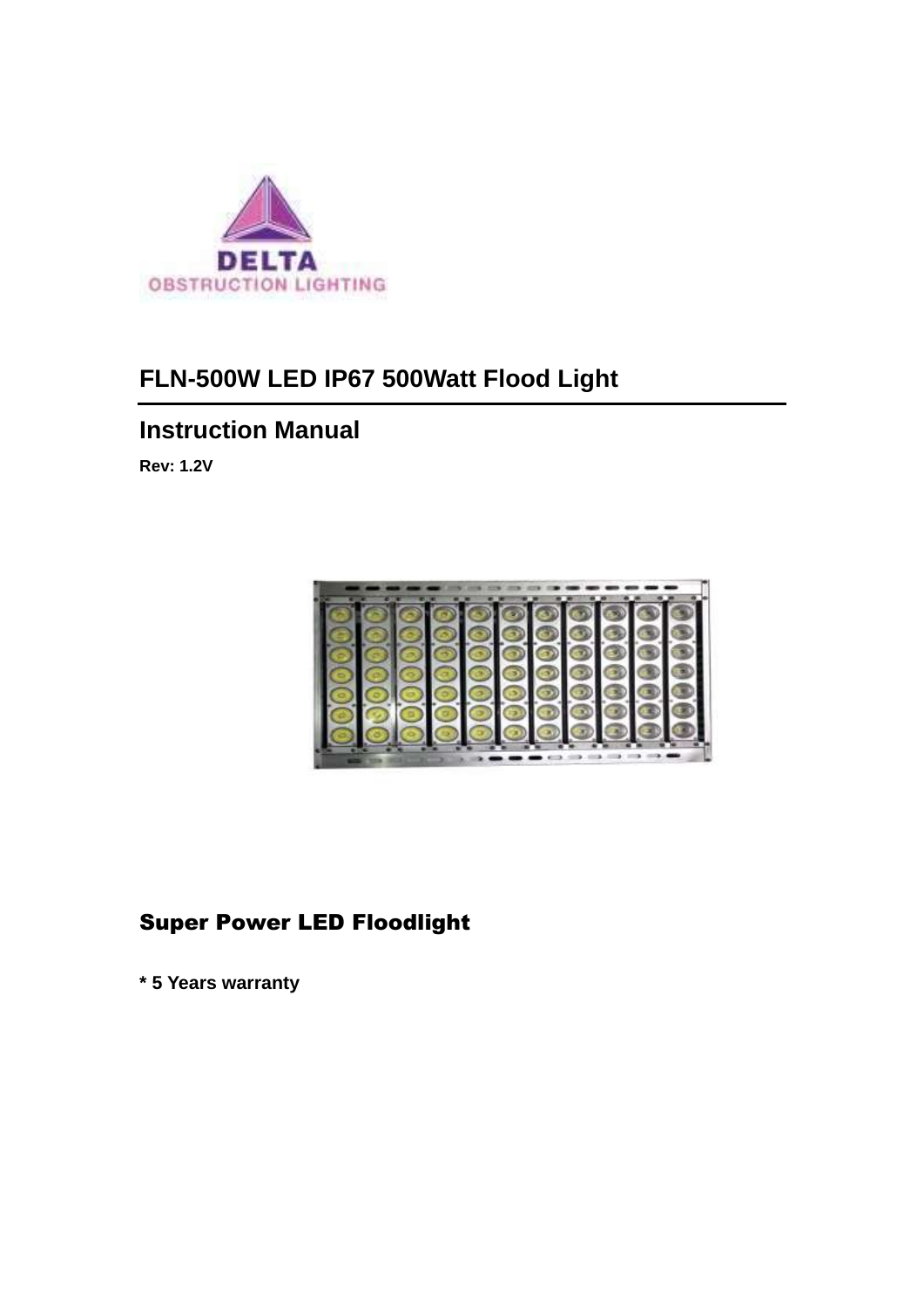DELTA

OBSTRUCTION LIGHTING

# FLN-500W LED IP67 500Watt Flood Light

## Instruction Manual

**Rev: 1.2V**

### Super Power LED Floodlight

**\* 5 Years warranty**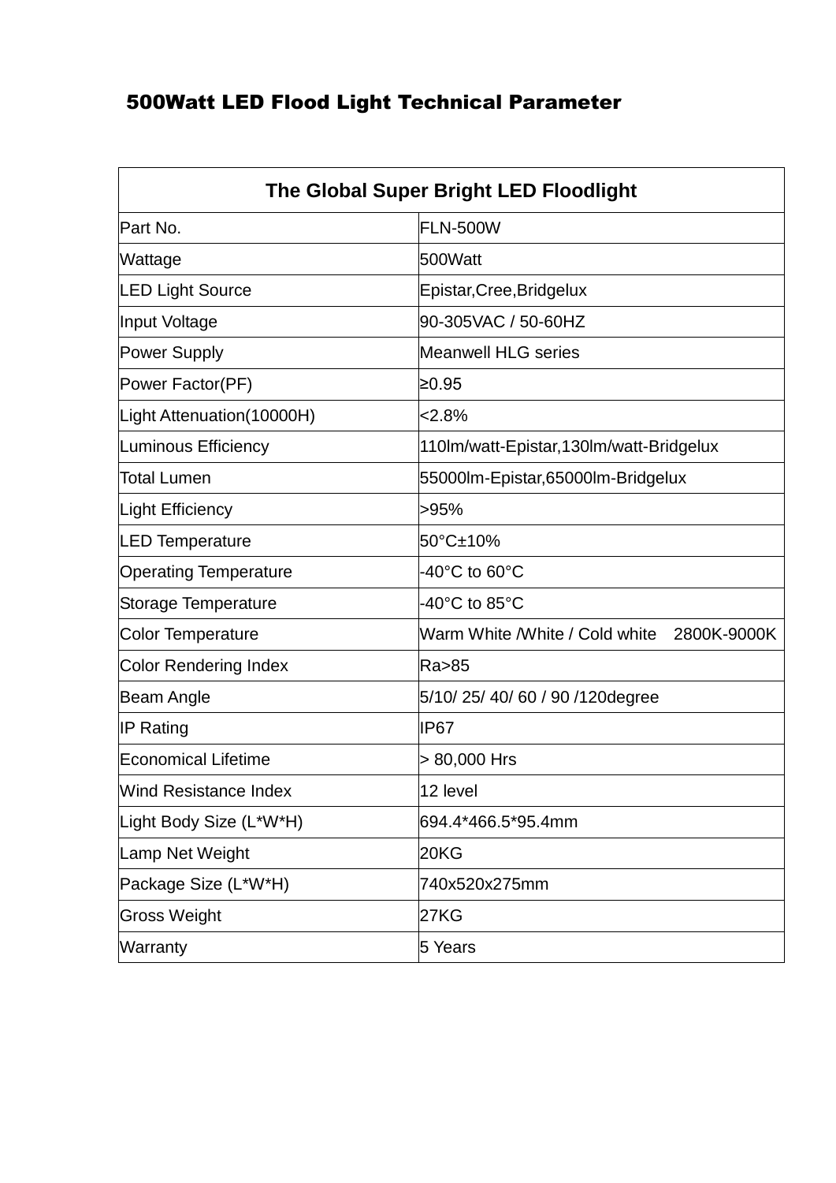## 500Watt LED Flood Light Technical Parameter

| The Global Super Bright LED Floodlight | |
|---|---|
| Part No. | FLN-500W |
| Wattage | 500Watt |
| LED Light Source | Epistar,Cree,Bridgelux |
| Input Voltage | 90-305VAC / 50-60HZ |
| Power Supply | Meanwell HLG series |
| Power Factor(PF) | ≥0.95 |
| Light Attenuation(10000H) | <2.8% |
| Luminous Efficiency | 110lm/watt-Epistar,130lm/watt-Bridgelux |
| Total Lumen | 55000lm-Epistar,65000lm-Bridgelux |
| Light Efficiency | >95% |
| LED Temperature | 50°C±10% |
| Operating Temperature | -40°C to 60°C |
| Storage Temperature | -40°C to 85°C |
| Color Temperature | Warm White /White / Cold white 2800K-9000K |
| Color Rendering Index | Ra>85 |
| Beam Angle | 5/10/ 25/ 40/ 60 / 90 /120degree |
| IP Rating | IP67 |
| Economical Lifetime | > 80,000 Hrs |
| Wind Resistance Index | 12 level |
| Light Body Size (L*W*H) | 694.4*466.5*95.4mm |
| Lamp Net Weight | 20KG |
| Package Size (L*W*H) | 740x520x275mm |
| Gross Weight | 27KG |
| Warranty | 5 Years |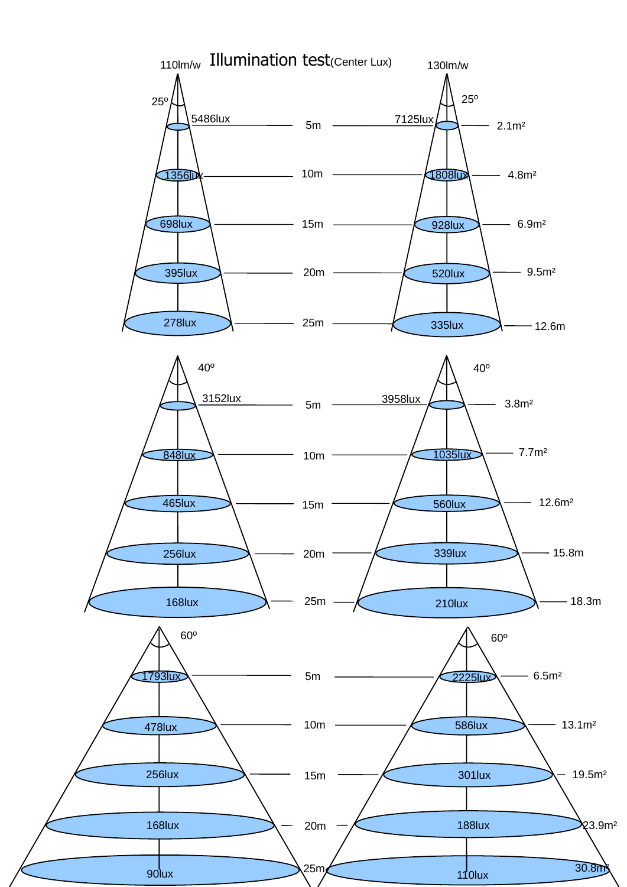# Illumination test(Center Lux)

### 25°

| Distance | 110lm/w | 130lm/w | Area |
| --- | --- | --- | --- |
| 5m | 5486lux | 7125lux | 2.1m² |
| 10m | 1356lux | 1808lux | 4.8m² |
| 15m | 698lux | 928lux | 6.9m² |
| 20m | 395lux | 520lux | 9.5m² |
| 25m | 278lux | 335lux | 12.6m |

### 40°

| Distance | 110lm/w | 130lm/w | Area |
| --- | --- | --- | --- |
| 5m | 3152lux | 3958lux | 3.8m² |
| 10m | 848lux | 1035lux | 7.7m² |
| 15m | 465lux | 560lux | 12.6m² |
| 20m | 256lux | 339lux | 15.8m |
| 25m | 168lux | 210lux | 18.3m |

### 60°

| Distance | 110lm/w | 130lm/w | Area |
| --- | --- | --- | --- |
| 5m | 1793lux | 2225lux | 6.5m² |
| 10m | 478lux | 586lux | 13.1m² |
| 15m | 256lux | 301lux | 19.5m² |
| 20m | 168lux | 188lux | 23.9m² |
| 25m | 90lux | 110lux | 30.8m² |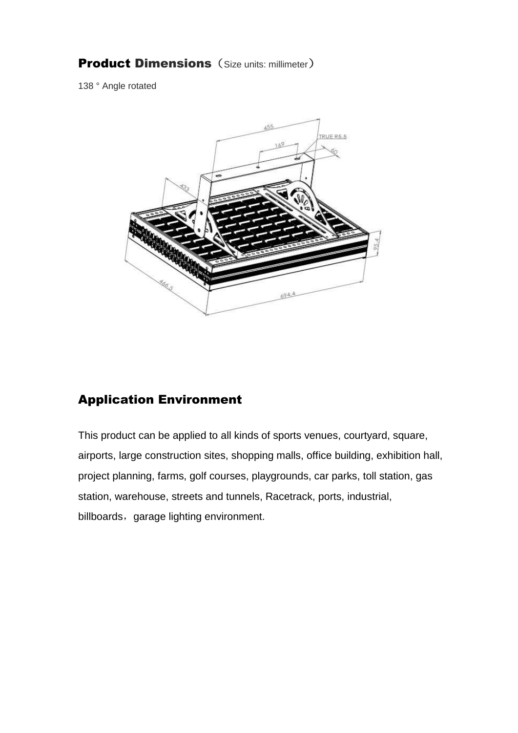## Product Dimensions（Size units: millimeter）

138 ° Angle rotated

## Application Environment

This product can be applied to all kinds of sports venues, courtyard, square, airports, large construction sites, shopping malls, office building, exhibition hall, project planning, farms, golf courses, playgrounds, car parks, toll station, gas station, warehouse, streets and tunnels, Racetrack, ports, industrial, billboards，garage lighting environment.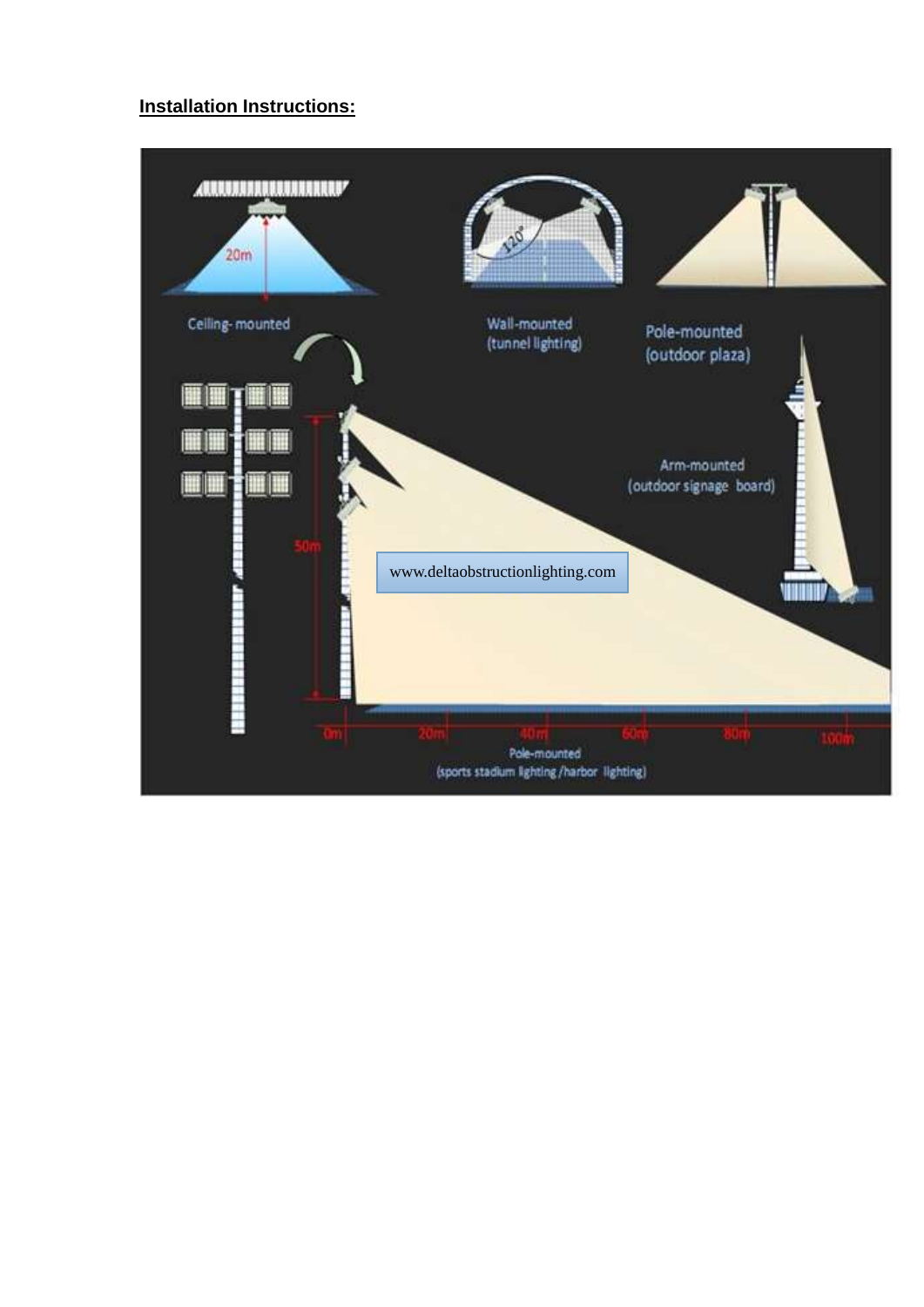**Installation Instructions:**

20m

Ceiling- mounted

120°

Wall-mounted
(tunnel lighting)

Pole-mounted
(outdoor plaza)

Arm-mounted
(outdoor signage board)

50m

www.deltaobstructionlighting.com

0m
20m
40m
60m
80m
100m

Pole-mounted
(sports stadium lighting /harbor lighting)